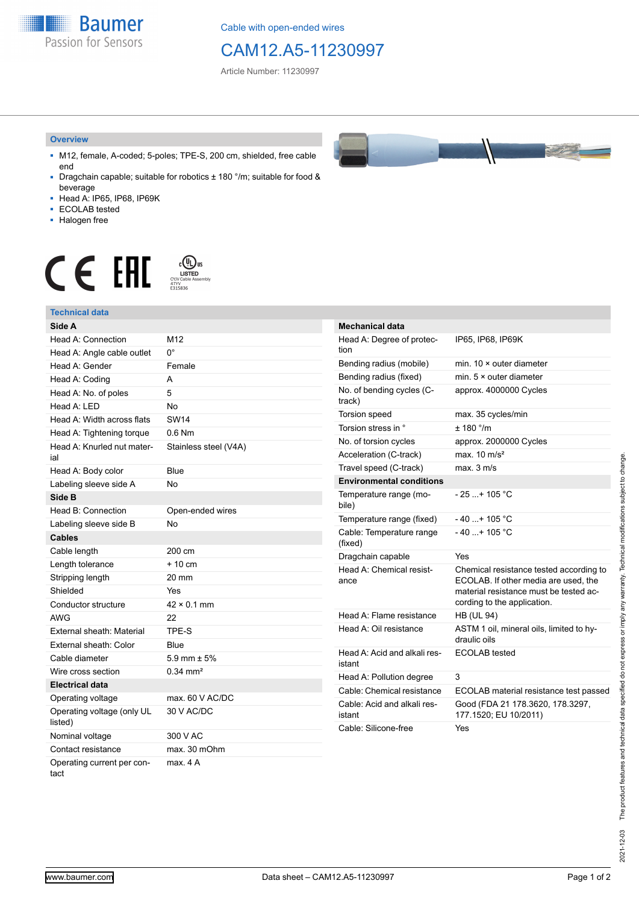Cable with open-ended wires

# CAM12.A5-11230997

Article Number: 11230997

## Overview

- M12, female, A-coded; 5-poles; TPE-S, 200 cm, shielded, free cable end
- Dragchain capable; suitable for robotics ± 180 °/m; suitable for food & beverage
- Head A: IP65, IP68, IP69K
- ECOLAB tested
- Halogen free

CE EAC cULus LISTED CYJV Cable Assembly 47YV E315836

## Technical data

| Side A | |
|---|---|
| Head A: Connection | M12 |
| Head A: Angle cable outlet | 0° |
| Head A: Gender | Female |
| Head A: Coding | A |
| Head A: No. of poles | 5 |
| Head A: LED | No |
| Head A: Width across flats | SW14 |
| Head A: Tightening torque | 0.6 Nm |
| Head A: Knurled nut material | Stainless steel (V4A) |
| Head A: Body color | Blue |
| Labeling sleeve side A | No |
| **Side B** | |
| Head B: Connection | Open-ended wires |
| Labeling sleeve side B | No |
| **Cables** | |
| Cable length | 200 cm |
| Length tolerance | + 10 cm |
| Stripping length | 20 mm |
| Shielded | Yes |
| Conductor structure | 42 × 0.1 mm |
| AWG | 22 |
| External sheath: Material | TPE-S |
| External sheath: Color | Blue |
| Cable diameter | 5.9 mm ± 5% |
| Wire cross section | 0.34 mm² |
| **Electrical data** | |
| Operating voltage | max. 60 V AC/DC |
| Operating voltage (only UL listed) | 30 V AC/DC |
| Nominal voltage | 300 V AC |
| Contact resistance | max. 30 mOhm |
| Operating current per contact | max. 4 A |

| Mechanical data | |
|---|---|
| Head A: Degree of protection | IP65, IP68, IP69K |
| Bending radius (mobile) | min. 10 × outer diameter |
| Bending radius (fixed) | min. 5 × outer diameter |
| No. of bending cycles (C-track) | approx. 4000000 Cycles |
| Torsion speed | max. 35 cycles/min |
| Torsion stress in ° | ± 180 °/m |
| No. of torsion cycles | approx. 2000000 Cycles |
| Acceleration (C-track) | max. 10 m/s² |
| Travel speed (C-track) | max. 3 m/s |
| **Environmental conditions** | |
| Temperature range (mobile) | - 25 ...+ 105 °C |
| Temperature range (fixed) | - 40 ...+ 105 °C |
| Cable: Temperature range (fixed) | - 40 ...+ 105 °C |
| Dragchain capable | Yes |
| Head A: Chemical resistance | Chemical resistance tested according to ECOLAB. If other media are used, the material resistance must be tested according to the application. |
| Head A: Flame resistance | HB (UL 94) |
| Head A: Oil resistance | ASTM 1 oil, mineral oils, limited to hydraulic oils |
| Head A: Acid and alkali resistant | ECOLAB tested |
| Head A: Pollution degree | 3 |
| Cable: Chemical resistance | ECOLAB material resistance test passed |
| Cable: Acid and alkali resistant | Good (FDA 21 178.3620, 178.3297, 177.1520; EU 10/2011) |
| Cable: Silicone-free | Yes |

2021-12-03 The product features and technical data specified do not express or imply any warranty. Technical modifications subject to change.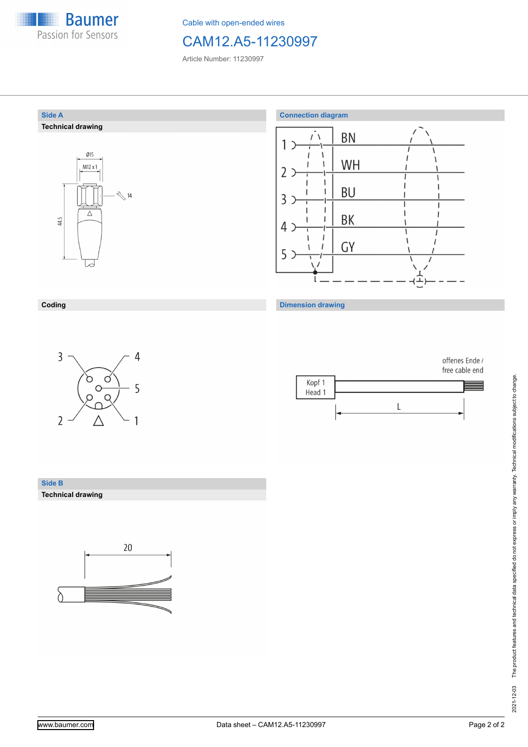Cable with open-ended wires

# CAM12.A5-11230997

Article Number: 11230997

## Side A

### Technical drawing

Ø15

M12 x 1

14

44.5

## Connection diagram

1 BN

2 WH

3 BU

4 BK

5 GY

### Coding

3 4

5

2 1

## Dimension drawing

offenes Ende / free cable end

Kopf 1
Head 1

L

## Side B

### Technical drawing

20

2021-12-03 The product features and technical data specified do not express or imply any warranty. Technical modifications subject to change.

www.baumer.com

Data sheet – CAM12.A5-11230997